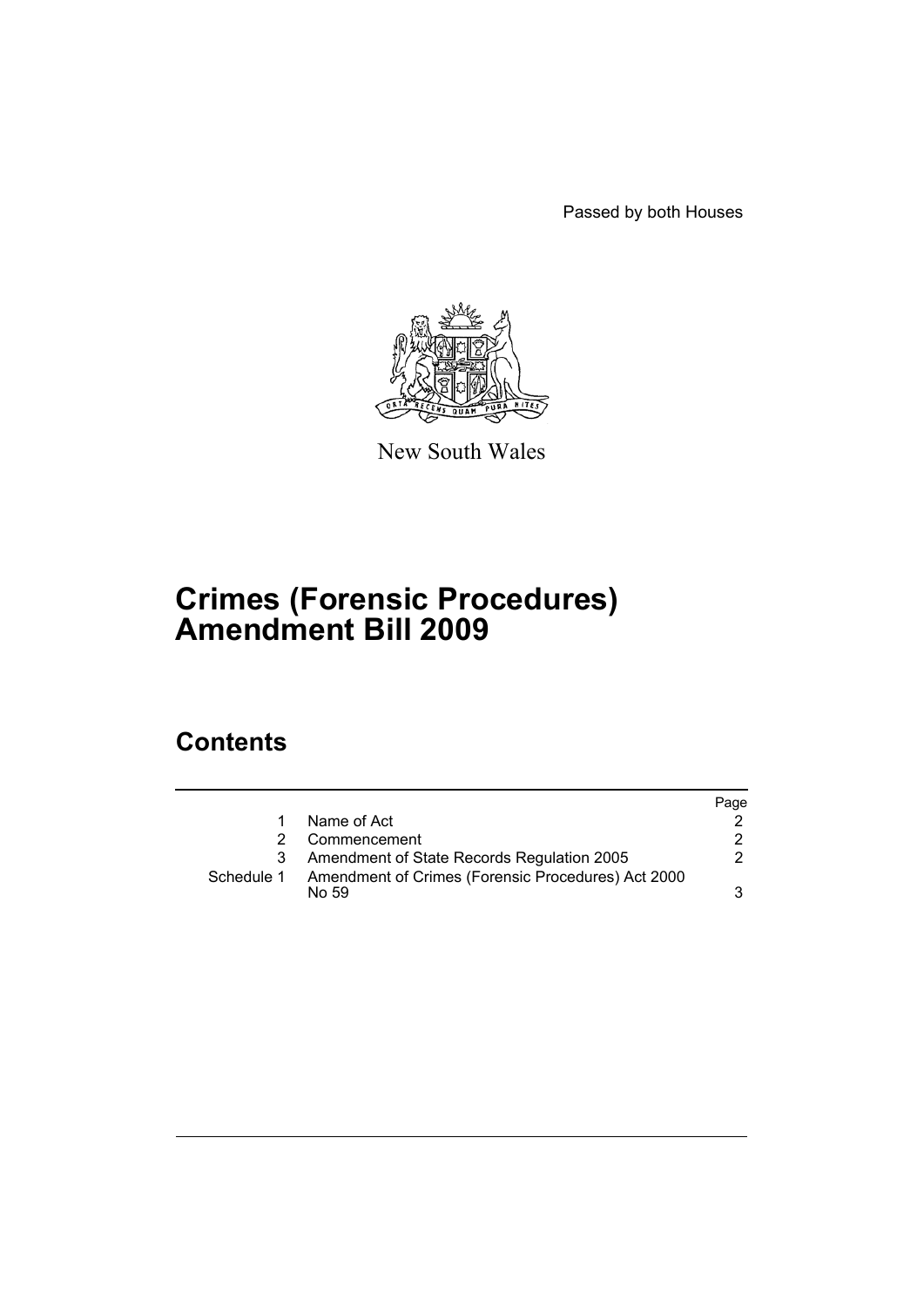Passed by both Houses

New South Wales

# Crimes (Forensic Procedures) Amendment Bill 2009

## Contents

| | | Page |
|---|---|---|
| 1 | Name of Act | 2 |
| 2 | Commencement | 2 |
| 3 | Amendment of State Records Regulation 2005 | 2 |
| Schedule 1 | Amendment of Crimes (Forensic Procedures) Act 2000 No 59 | 3 |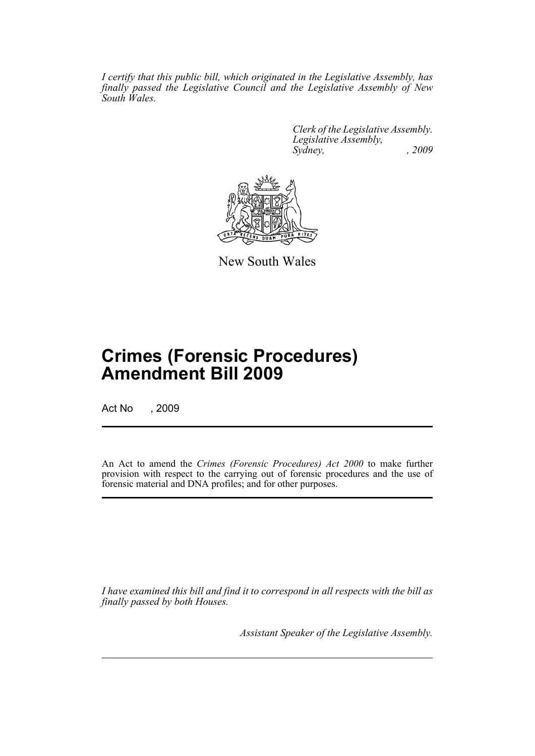*I certify that this public bill, which originated in the Legislative Assembly, has finally passed the Legislative Council and the Legislative Assembly of New South Wales.*

*Clerk of the Legislative Assembly.*
*Legislative Assembly,*
*Sydney, , 2009*

New South Wales

# Crimes (Forensic Procedures) Amendment Bill 2009

Act No , 2009

An Act to amend the *Crimes (Forensic Procedures) Act 2000* to make further provision with respect to the carrying out of forensic procedures and the use of forensic material and DNA profiles; and for other purposes.

*I have examined this bill and find it to correspond in all respects with the bill as finally passed by both Houses.*

*Assistant Speaker of the Legislative Assembly.*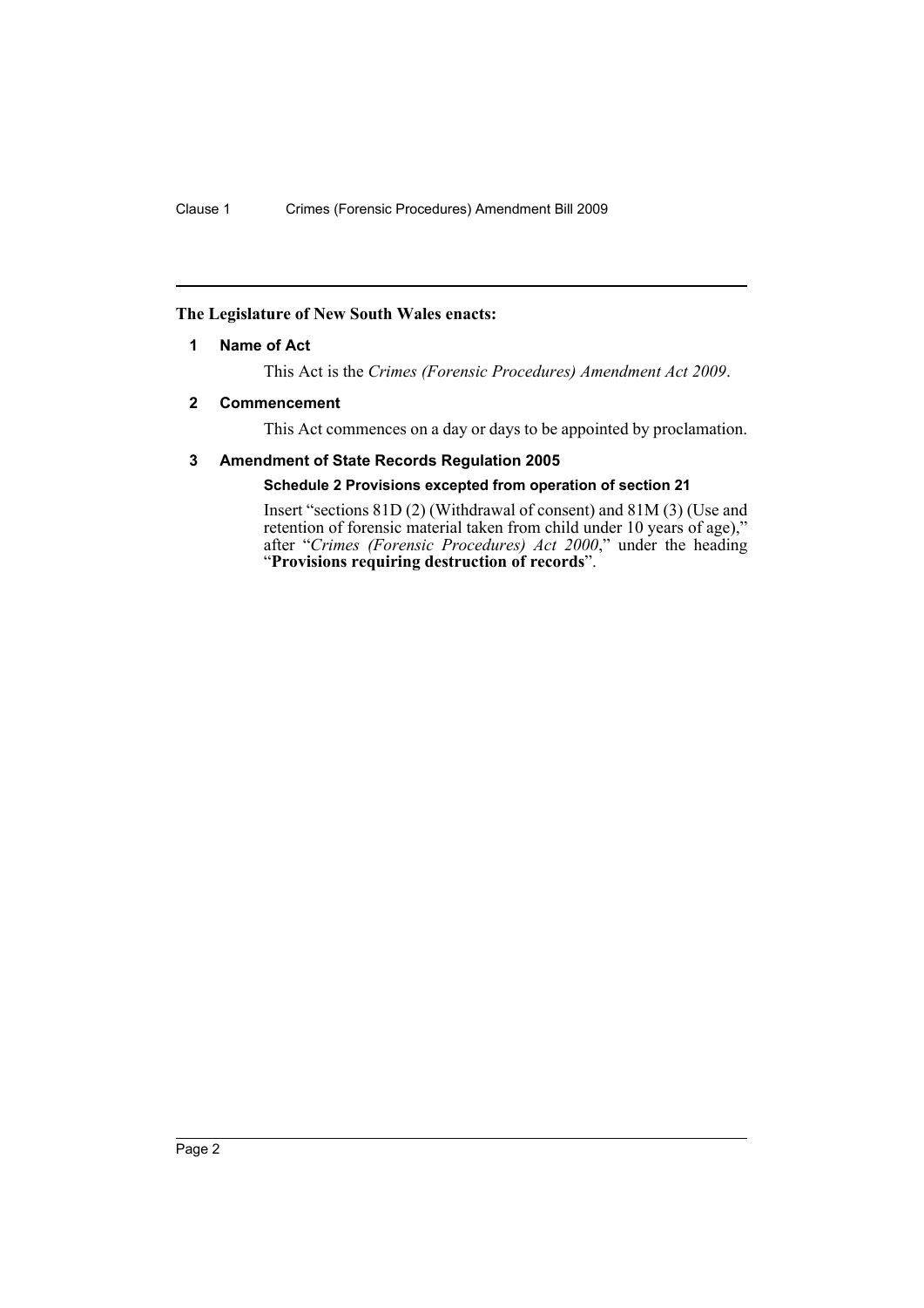**The Legislature of New South Wales enacts:**

## 1 Name of Act

This Act is the *Crimes (Forensic Procedures) Amendment Act 2009*.

## 2 Commencement

This Act commences on a day or days to be appointed by proclamation.

## 3 Amendment of State Records Regulation 2005

### Schedule 2 Provisions excepted from operation of section 21

Insert "sections 81D (2) (Withdrawal of consent) and 81M (3) (Use and retention of forensic material taken from child under 10 years of age)," after "*Crimes (Forensic Procedures) Act 2000*," under the heading "**Provisions requiring destruction of records**".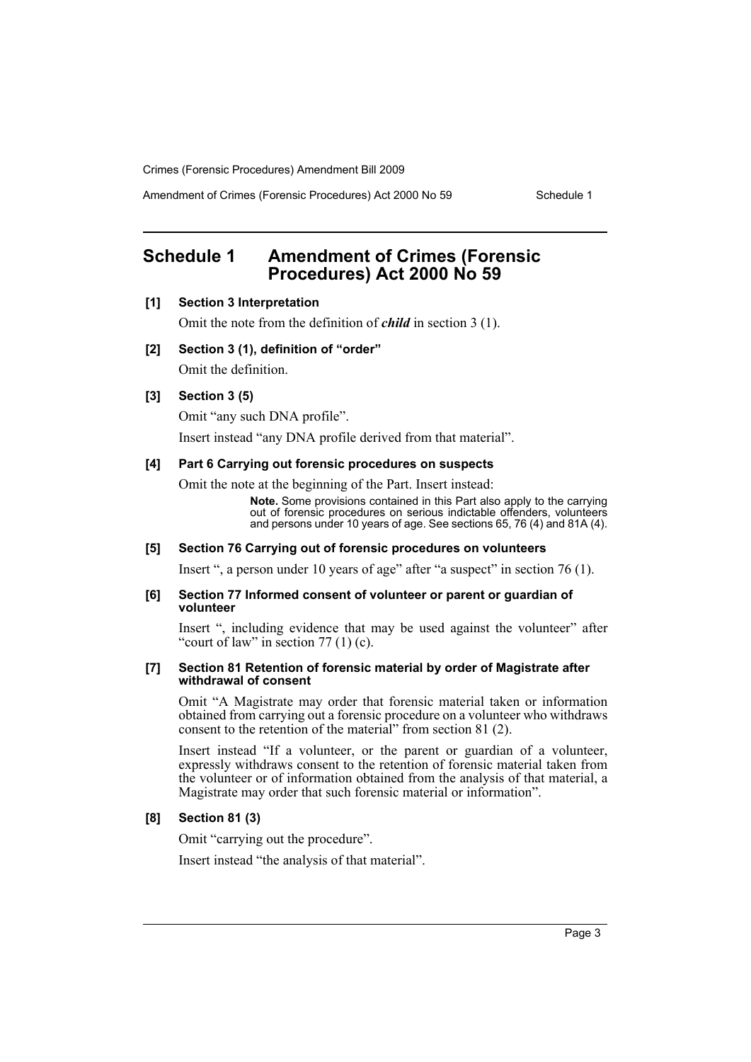# Schedule 1 Amendment of Crimes (Forensic Procedures) Act 2000 No 59

**[1] Section 3 Interpretation**

Omit the note from the definition of ***child*** in section 3 (1).

**[2] Section 3 (1), definition of "order"**

Omit the definition.

**[3] Section 3 (5)**

Omit "any such DNA profile".

Insert instead "any DNA profile derived from that material".

**[4] Part 6 Carrying out forensic procedures on suspects**

Omit the note at the beginning of the Part. Insert instead:

> **Note.** Some provisions contained in this Part also apply to the carrying out of forensic procedures on serious indictable offenders, volunteers and persons under 10 years of age. See sections 65, 76 (4) and 81A (4).

**[5] Section 76 Carrying out of forensic procedures on volunteers**

Insert ", a person under 10 years of age" after "a suspect" in section 76 (1).

**[6] Section 77 Informed consent of volunteer or parent or guardian of volunteer**

Insert ", including evidence that may be used against the volunteer" after "court of law" in section 77 (1) (c).

**[7] Section 81 Retention of forensic material by order of Magistrate after withdrawal of consent**

Omit "A Magistrate may order that forensic material taken or information obtained from carrying out a forensic procedure on a volunteer who withdraws consent to the retention of the material" from section 81 (2).

Insert instead "If a volunteer, or the parent or guardian of a volunteer, expressly withdraws consent to the retention of forensic material taken from the volunteer or of information obtained from the analysis of that material, a Magistrate may order that such forensic material or information".

**[8] Section 81 (3)**

Omit "carrying out the procedure".

Insert instead "the analysis of that material".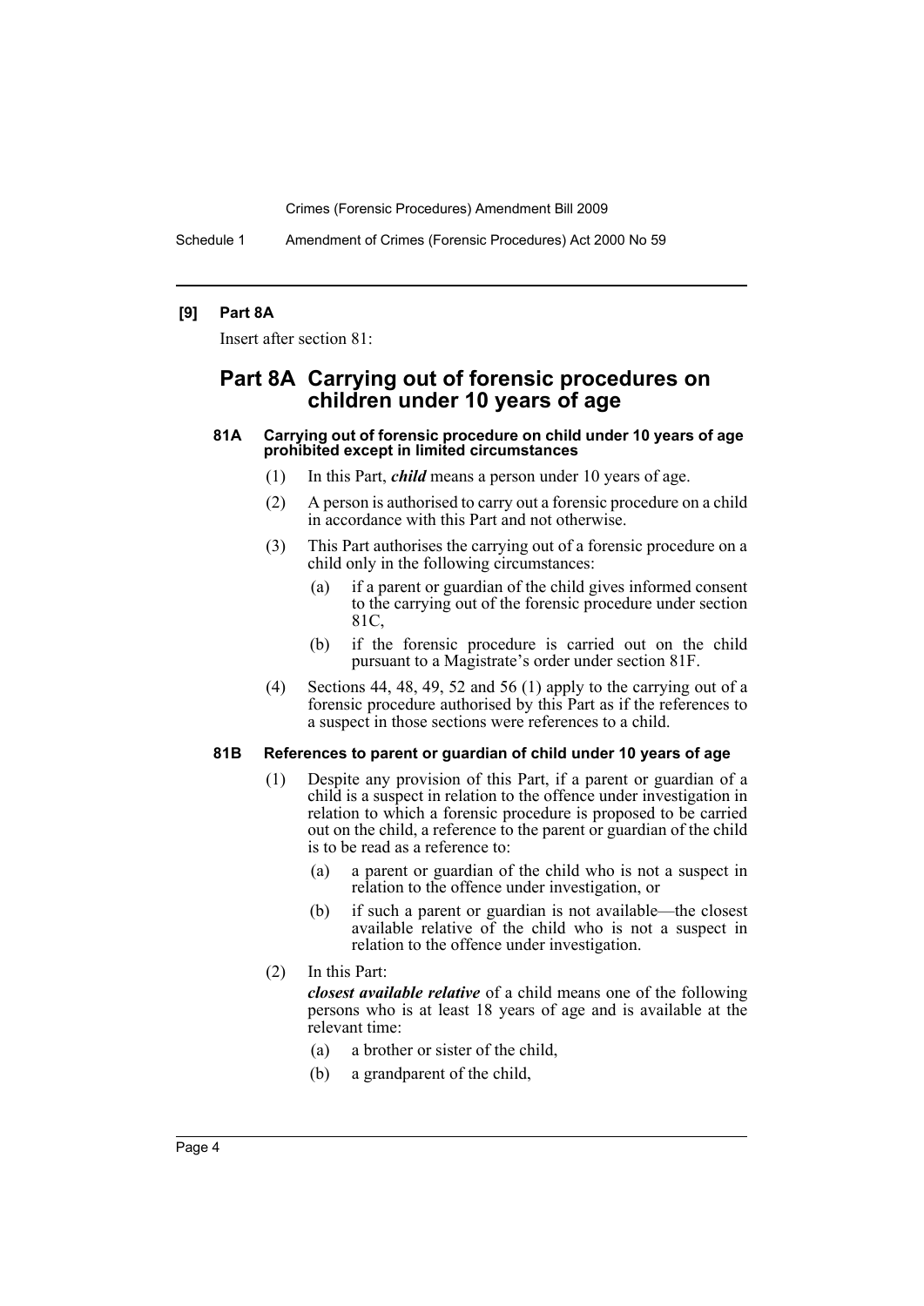**[9] Part 8A**

Insert after section 81:

## Part 8A Carrying out of forensic procedures on children under 10 years of age

#### 81A Carrying out of forensic procedure on child under 10 years of age prohibited except in limited circumstances

(1) In this Part, ***child*** means a person under 10 years of age.

(2) A person is authorised to carry out a forensic procedure on a child in accordance with this Part and not otherwise.

(3) This Part authorises the carrying out of a forensic procedure on a child only in the following circumstances:

- (a) if a parent or guardian of the child gives informed consent to the carrying out of the forensic procedure under section 81C,
- (b) if the forensic procedure is carried out on the child pursuant to a Magistrate's order under section 81F.

(4) Sections 44, 48, 49, 52 and 56 (1) apply to the carrying out of a forensic procedure authorised by this Part as if the references to a suspect in those sections were references to a child.

#### 81B References to parent or guardian of child under 10 years of age

(1) Despite any provision of this Part, if a parent or guardian of a child is a suspect in relation to the offence under investigation in relation to which a forensic procedure is proposed to be carried out on the child, a reference to the parent or guardian of the child is to be read as a reference to:

- (a) a parent or guardian of the child who is not a suspect in relation to the offence under investigation, or
- (b) if such a parent or guardian is not available—the closest available relative of the child who is not a suspect in relation to the offence under investigation.

(2) In this Part:

***closest available relative*** of a child means one of the following persons who is at least 18 years of age and is available at the relevant time:

- (a) a brother or sister of the child,
- (b) a grandparent of the child,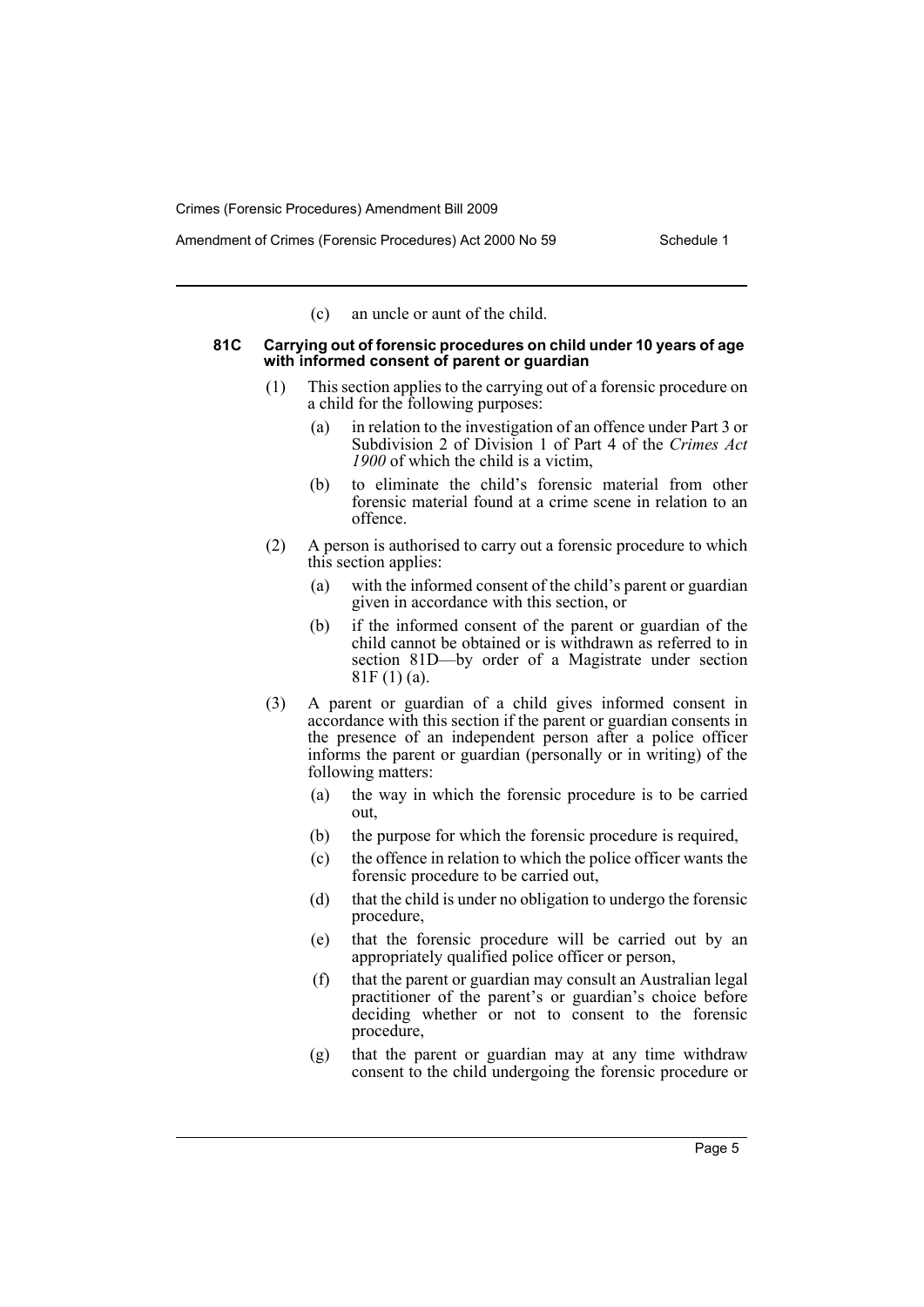(c) an uncle or aunt of the child.

**81C Carrying out of forensic procedures on child under 10 years of age with informed consent of parent or guardian**

(1) This section applies to the carrying out of a forensic procedure on a child for the following purposes:

(a) in relation to the investigation of an offence under Part 3 or Subdivision 2 of Division 1 of Part 4 of the *Crimes Act 1900* of which the child is a victim,

(b) to eliminate the child's forensic material from other forensic material found at a crime scene in relation to an offence.

(2) A person is authorised to carry out a forensic procedure to which this section applies:

(a) with the informed consent of the child's parent or guardian given in accordance with this section, or

(b) if the informed consent of the parent or guardian of the child cannot be obtained or is withdrawn as referred to in section 81D—by order of a Magistrate under section 81F (1) (a).

(3) A parent or guardian of a child gives informed consent in accordance with this section if the parent or guardian consents in the presence of an independent person after a police officer informs the parent or guardian (personally or in writing) of the following matters:

(a) the way in which the forensic procedure is to be carried out,

(b) the purpose for which the forensic procedure is required,

(c) the offence in relation to which the police officer wants the forensic procedure to be carried out,

(d) that the child is under no obligation to undergo the forensic procedure,

(e) that the forensic procedure will be carried out by an appropriately qualified police officer or person,

(f) that the parent or guardian may consult an Australian legal practitioner of the parent's or guardian's choice before deciding whether or not to consent to the forensic procedure,

(g) that the parent or guardian may at any time withdraw consent to the child undergoing the forensic procedure or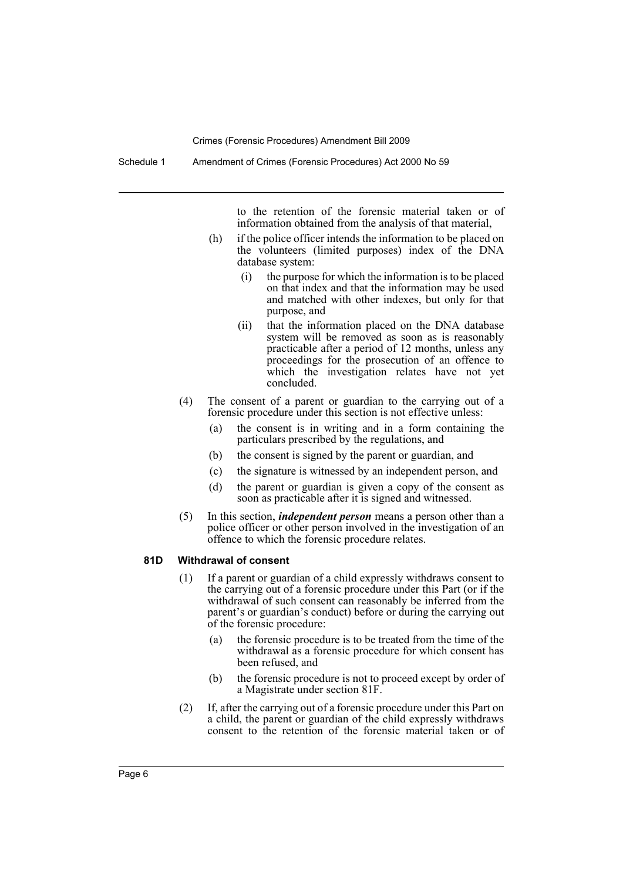to the retention of the forensic material taken or of information obtained from the analysis of that material,

(h) if the police officer intends the information to be placed on the volunteers (limited purposes) index of the DNA database system:

(i) the purpose for which the information is to be placed on that index and that the information may be used and matched with other indexes, but only for that purpose, and

(ii) that the information placed on the DNA database system will be removed as soon as is reasonably practicable after a period of 12 months, unless any proceedings for the prosecution of an offence to which the investigation relates have not yet concluded.

(4) The consent of a parent or guardian to the carrying out of a forensic procedure under this section is not effective unless:

(a) the consent is in writing and in a form containing the particulars prescribed by the regulations, and

(b) the consent is signed by the parent or guardian, and

(c) the signature is witnessed by an independent person, and

(d) the parent or guardian is given a copy of the consent as soon as practicable after it is signed and witnessed.

(5) In this section, ***independent person*** means a person other than a police officer or other person involved in the investigation of an offence to which the forensic procedure relates.

**81D Withdrawal of consent**

(1) If a parent or guardian of a child expressly withdraws consent to the carrying out of a forensic procedure under this Part (or if the withdrawal of such consent can reasonably be inferred from the parent's or guardian's conduct) before or during the carrying out of the forensic procedure:

(a) the forensic procedure is to be treated from the time of the withdrawal as a forensic procedure for which consent has been refused, and

(b) the forensic procedure is not to proceed except by order of a Magistrate under section 81F.

(2) If, after the carrying out of a forensic procedure under this Part on a child, the parent or guardian of the child expressly withdraws consent to the retention of the forensic material taken or of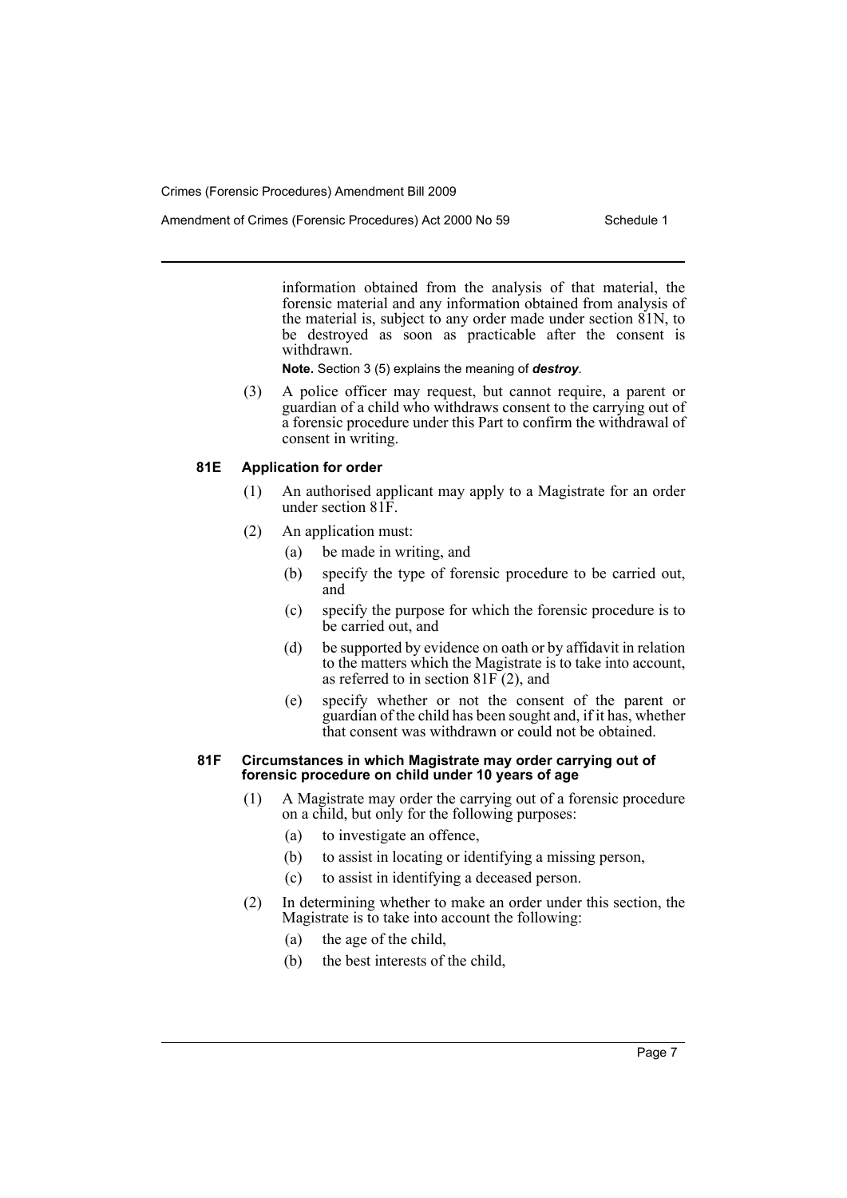information obtained from the analysis of that material, the forensic material and any information obtained from analysis of the material is, subject to any order made under section 81N, to be destroyed as soon as practicable after the consent is withdrawn.

**Note.** Section 3 (5) explains the meaning of ***destroy***.

(3) A police officer may request, but cannot require, a parent or guardian of a child who withdraws consent to the carrying out of a forensic procedure under this Part to confirm the withdrawal of consent in writing.

### 81E Application for order

(1) An authorised applicant may apply to a Magistrate for an order under section 81F.

(2) An application must:

- (a) be made in writing, and
- (b) specify the type of forensic procedure to be carried out, and
- (c) specify the purpose for which the forensic procedure is to be carried out, and
- (d) be supported by evidence on oath or by affidavit in relation to the matters which the Magistrate is to take into account, as referred to in section 81F (2), and
- (e) specify whether or not the consent of the parent or guardian of the child has been sought and, if it has, whether that consent was withdrawn or could not be obtained.

### 81F Circumstances in which Magistrate may order carrying out of forensic procedure on child under 10 years of age

(1) A Magistrate may order the carrying out of a forensic procedure on a child, but only for the following purposes:

- (a) to investigate an offence,
- (b) to assist in locating or identifying a missing person,
- (c) to assist in identifying a deceased person.

(2) In determining whether to make an order under this section, the Magistrate is to take into account the following:

- (a) the age of the child,
- (b) the best interests of the child,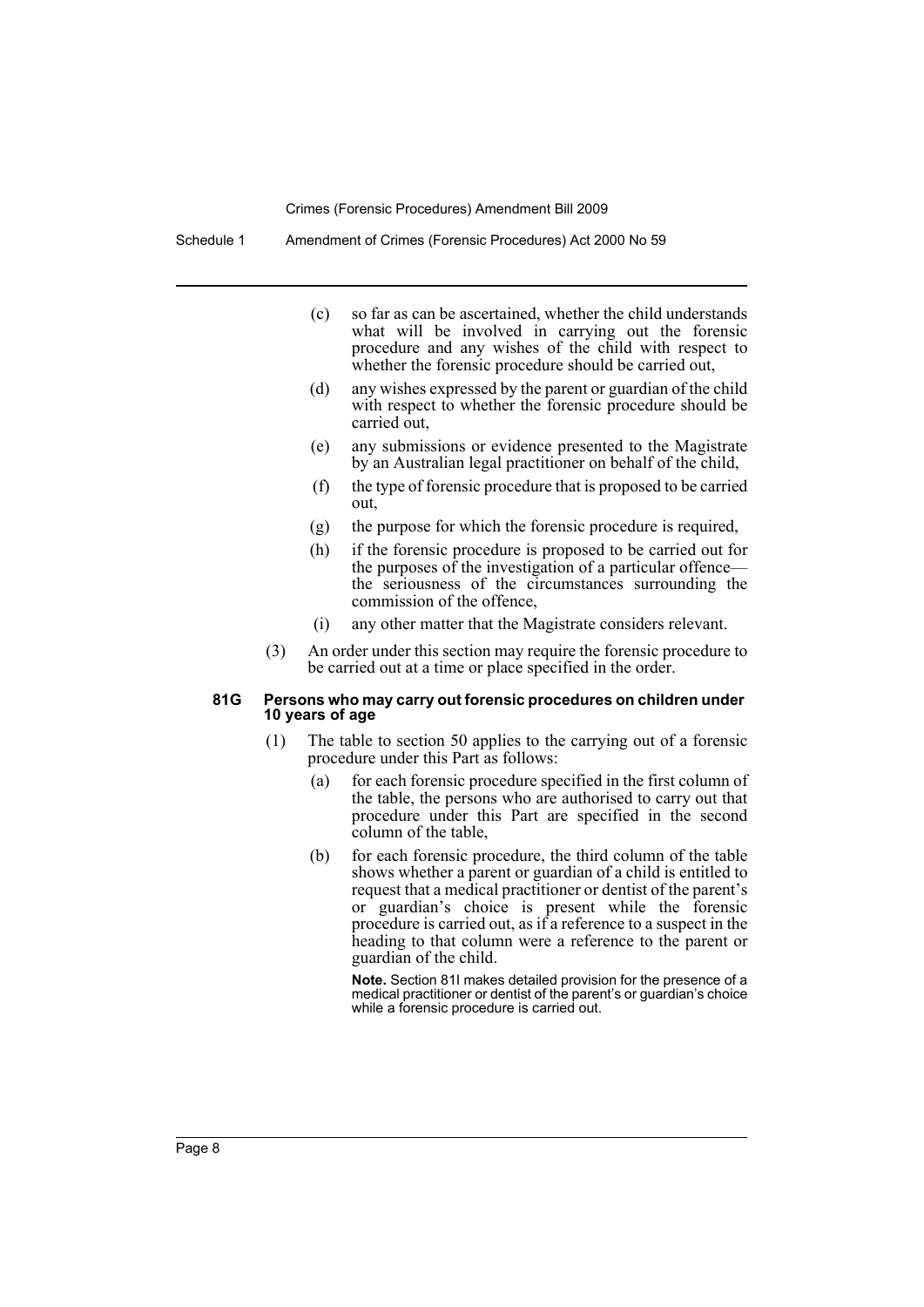(c) so far as can be ascertained, whether the child understands what will be involved in carrying out the forensic procedure and any wishes of the child with respect to whether the forensic procedure should be carried out,

(d) any wishes expressed by the parent or guardian of the child with respect to whether the forensic procedure should be carried out,

(e) any submissions or evidence presented to the Magistrate by an Australian legal practitioner on behalf of the child,

(f) the type of forensic procedure that is proposed to be carried out,

(g) the purpose for which the forensic procedure is required,

(h) if the forensic procedure is proposed to be carried out for the purposes of the investigation of a particular offence—the seriousness of the circumstances surrounding the commission of the offence,

(i) any other matter that the Magistrate considers relevant.

(3) An order under this section may require the forensic procedure to be carried out at a time or place specified in the order.

#### 81G Persons who may carry out forensic procedures on children under 10 years of age

(1) The table to section 50 applies to the carrying out of a forensic procedure under this Part as follows:

(a) for each forensic procedure specified in the first column of the table, the persons who are authorised to carry out that procedure under this Part are specified in the second column of the table,

(b) for each forensic procedure, the third column of the table shows whether a parent or guardian of a child is entitled to request that a medical practitioner or dentist of the parent's or guardian's choice is present while the forensic procedure is carried out, as if a reference to a suspect in the heading to that column were a reference to the parent or guardian of the child.

**Note.** Section 81I makes detailed provision for the presence of a medical practitioner or dentist of the parent's or guardian's choice while a forensic procedure is carried out.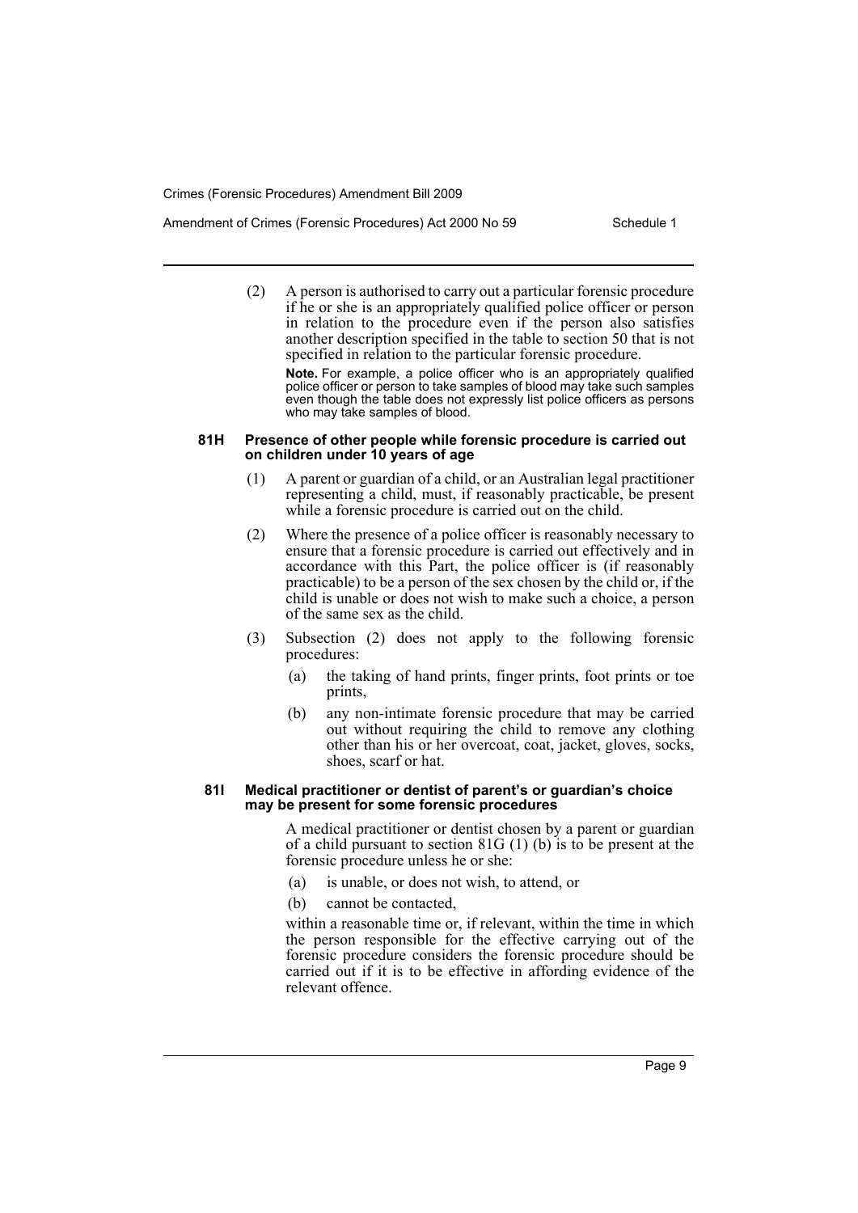(2) A person is authorised to carry out a particular forensic procedure if he or she is an appropriately qualified police officer or person in relation to the procedure even if the person also satisfies another description specified in the table to section 50 that is not specified in relation to the particular forensic procedure.

**Note.** For example, a police officer who is an appropriately qualified police officer or person to take samples of blood may take such samples even though the table does not expressly list police officers as persons who may take samples of blood.

#### 81H Presence of other people while forensic procedure is carried out on children under 10 years of age

(1) A parent or guardian of a child, or an Australian legal practitioner representing a child, must, if reasonably practicable, be present while a forensic procedure is carried out on the child.

(2) Where the presence of a police officer is reasonably necessary to ensure that a forensic procedure is carried out effectively and in accordance with this Part, the police officer is (if reasonably practicable) to be a person of the sex chosen by the child or, if the child is unable or does not wish to make such a choice, a person of the same sex as the child.

(3) Subsection (2) does not apply to the following forensic procedures:

- (a) the taking of hand prints, finger prints, foot prints or toe prints,
- (b) any non-intimate forensic procedure that may be carried out without requiring the child to remove any clothing other than his or her overcoat, coat, jacket, gloves, socks, shoes, scarf or hat.

#### 81I Medical practitioner or dentist of parent's or guardian's choice may be present for some forensic procedures

A medical practitioner or dentist chosen by a parent or guardian of a child pursuant to section 81G (1) (b) is to be present at the forensic procedure unless he or she:

- (a) is unable, or does not wish, to attend, or
- (b) cannot be contacted,

within a reasonable time or, if relevant, within the time in which the person responsible for the effective carrying out of the forensic procedure considers the forensic procedure should be carried out if it is to be effective in affording evidence of the relevant offence.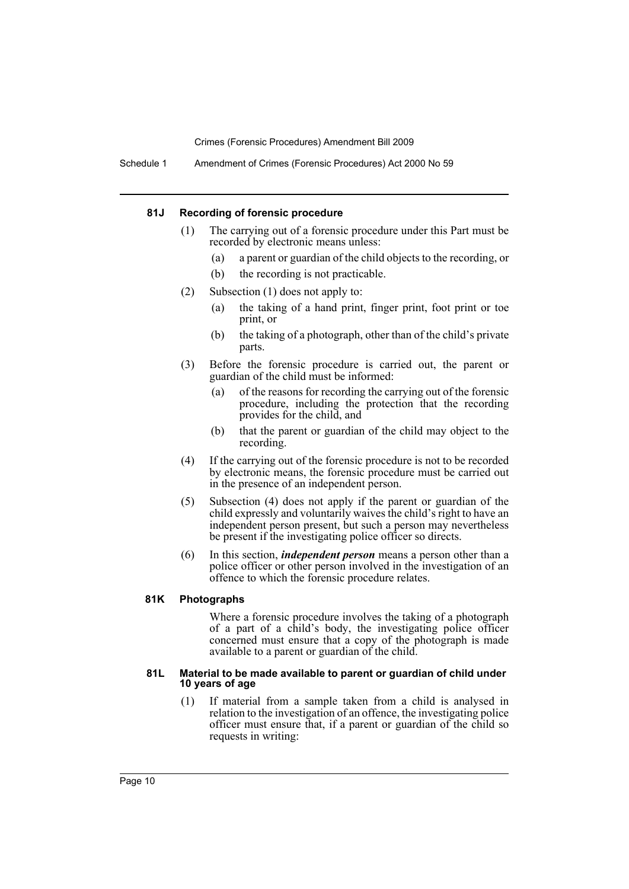#### 81J Recording of forensic procedure

(1) The carrying out of a forensic procedure under this Part must be recorded by electronic means unless:

(a) a parent or guardian of the child objects to the recording, or

(b) the recording is not practicable.

(2) Subsection (1) does not apply to:

(a) the taking of a hand print, finger print, foot print or toe print, or

(b) the taking of a photograph, other than of the child's private parts.

(3) Before the forensic procedure is carried out, the parent or guardian of the child must be informed:

(a) of the reasons for recording the carrying out of the forensic procedure, including the protection that the recording provides for the child, and

(b) that the parent or guardian of the child may object to the recording.

(4) If the carrying out of the forensic procedure is not to be recorded by electronic means, the forensic procedure must be carried out in the presence of an independent person.

(5) Subsection (4) does not apply if the parent or guardian of the child expressly and voluntarily waives the child's right to have an independent person present, but such a person may nevertheless be present if the investigating police officer so directs.

(6) In this section, ***independent person*** means a person other than a police officer or other person involved in the investigation of an offence to which the forensic procedure relates.

#### 81K Photographs

Where a forensic procedure involves the taking of a photograph of a part of a child's body, the investigating police officer concerned must ensure that a copy of the photograph is made available to a parent or guardian of the child.

#### 81L Material to be made available to parent or guardian of child under 10 years of age

(1) If material from a sample taken from a child is analysed in relation to the investigation of an offence, the investigating police officer must ensure that, if a parent or guardian of the child so requests in writing: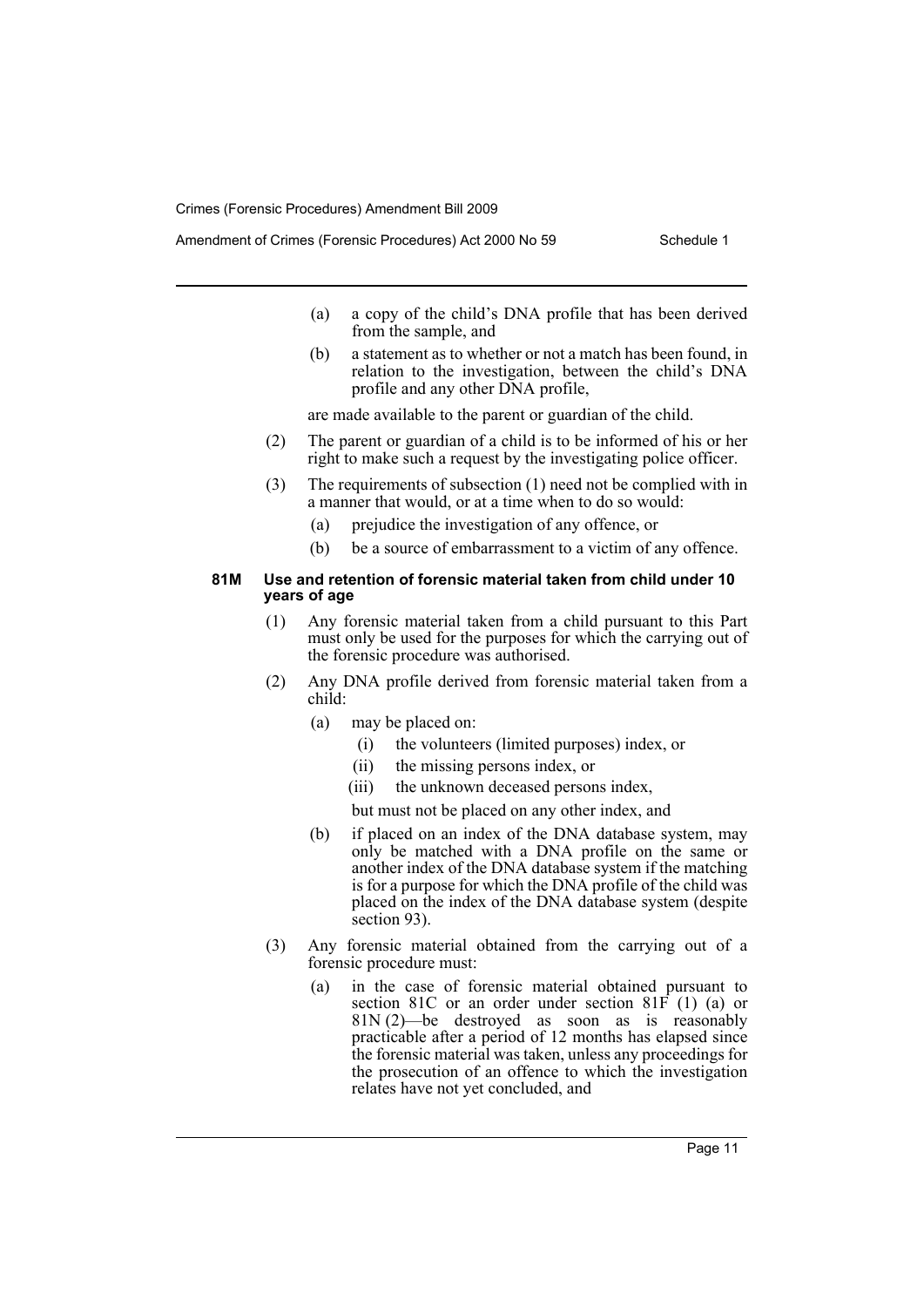(a) a copy of the child's DNA profile that has been derived from the sample, and

(b) a statement as to whether or not a match has been found, in relation to the investigation, between the child's DNA profile and any other DNA profile,

are made available to the parent or guardian of the child.

(2) The parent or guardian of a child is to be informed of his or her right to make such a request by the investigating police officer.

(3) The requirements of subsection (1) need not be complied with in a manner that would, or at a time when to do so would:

(a) prejudice the investigation of any offence, or

(b) be a source of embarrassment to a victim of any offence.

#### 81M Use and retention of forensic material taken from child under 10 years of age

(1) Any forensic material taken from a child pursuant to this Part must only be used for the purposes for which the carrying out of the forensic procedure was authorised.

(2) Any DNA profile derived from forensic material taken from a child:

(a) may be placed on:

(i) the volunteers (limited purposes) index, or

(ii) the missing persons index, or

(iii) the unknown deceased persons index,

but must not be placed on any other index, and

(b) if placed on an index of the DNA database system, may only be matched with a DNA profile on the same or another index of the DNA database system if the matching is for a purpose for which the DNA profile of the child was placed on the index of the DNA database system (despite section 93).

(3) Any forensic material obtained from the carrying out of a forensic procedure must:

(a) in the case of forensic material obtained pursuant to section 81C or an order under section 81F (1) (a) or 81N (2)—be destroyed as soon as is reasonably practicable after a period of 12 months has elapsed since the forensic material was taken, unless any proceedings for the prosecution of an offence to which the investigation relates have not yet concluded, and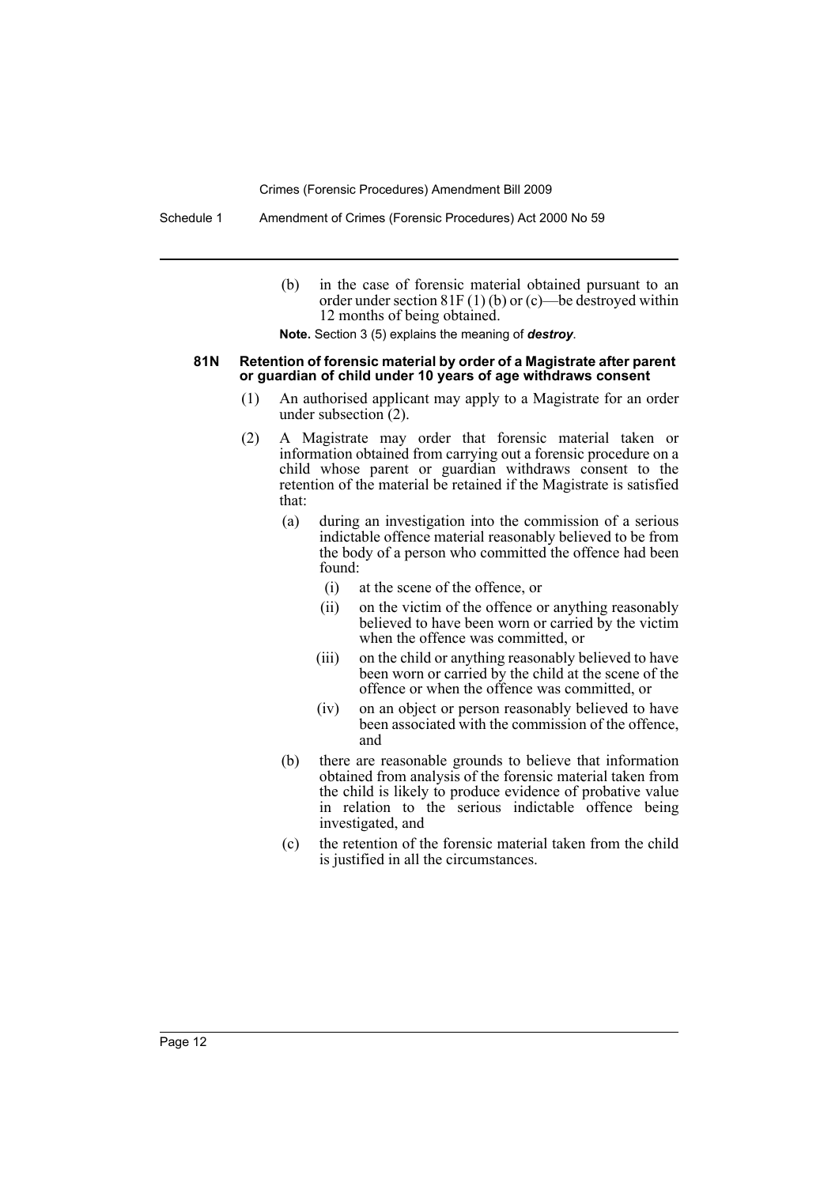(b) in the case of forensic material obtained pursuant to an order under section 81F (1) (b) or (c)—be destroyed within 12 months of being obtained.

**Note.** Section 3 (5) explains the meaning of ***destroy***.

**81N Retention of forensic material by order of a Magistrate after parent or guardian of child under 10 years of age withdraws consent**

(1) An authorised applicant may apply to a Magistrate for an order under subsection (2).

(2) A Magistrate may order that forensic material taken or information obtained from carrying out a forensic procedure on a child whose parent or guardian withdraws consent to the retention of the material be retained if the Magistrate is satisfied that:

(a) during an investigation into the commission of a serious indictable offence material reasonably believed to be from the body of a person who committed the offence had been found:

(i) at the scene of the offence, or

(ii) on the victim of the offence or anything reasonably believed to have been worn or carried by the victim when the offence was committed, or

(iii) on the child or anything reasonably believed to have been worn or carried by the child at the scene of the offence or when the offence was committed, or

(iv) on an object or person reasonably believed to have been associated with the commission of the offence, and

(b) there are reasonable grounds to believe that information obtained from analysis of the forensic material taken from the child is likely to produce evidence of probative value in relation to the serious indictable offence being investigated, and

(c) the retention of the forensic material taken from the child is justified in all the circumstances.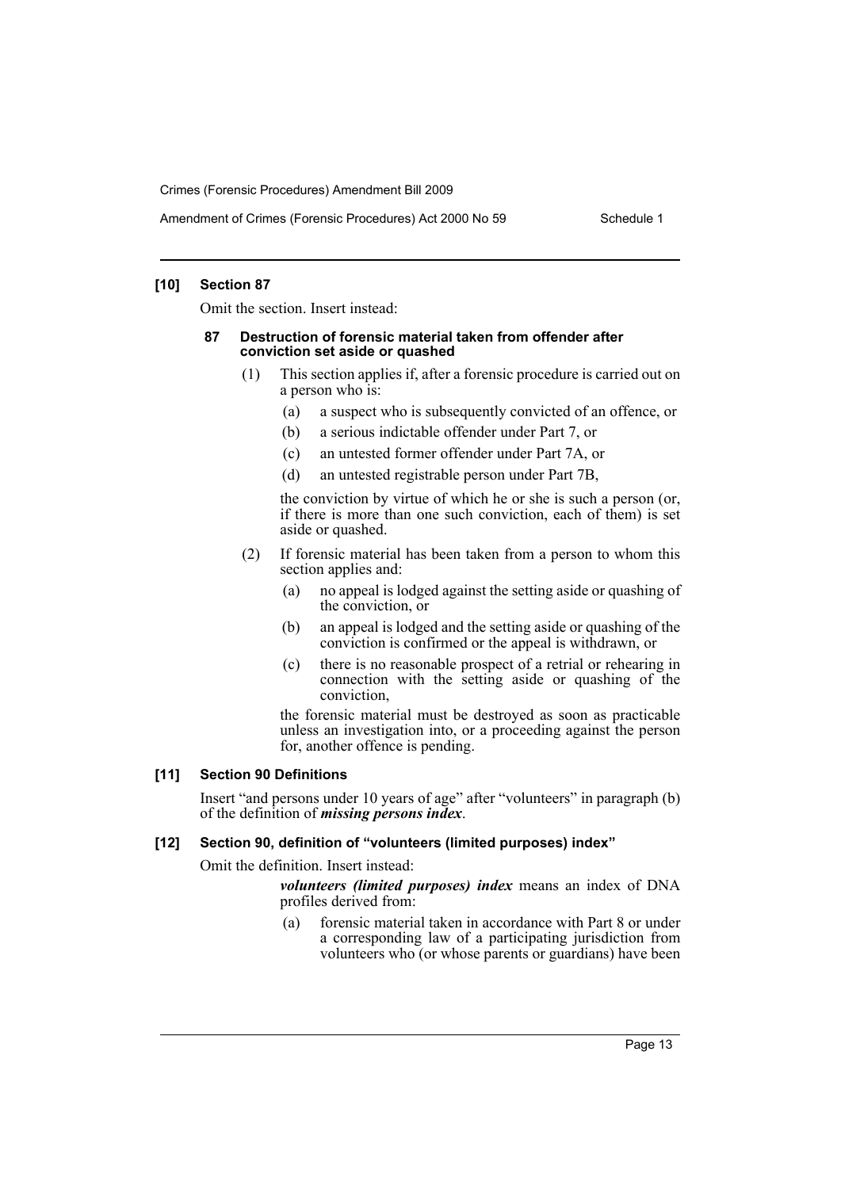**[10] Section 87**

Omit the section. Insert instead:

**87 Destruction of forensic material taken from offender after conviction set aside or quashed**

(1) This section applies if, after a forensic procedure is carried out on a person who is:

  (a) a suspect who is subsequently convicted of an offence, or

  (b) a serious indictable offender under Part 7, or

  (c) an untested former offender under Part 7A, or

  (d) an untested registrable person under Part 7B,

the conviction by virtue of which he or she is such a person (or, if there is more than one such conviction, each of them) is set aside or quashed.

(2) If forensic material has been taken from a person to whom this section applies and:

  (a) no appeal is lodged against the setting aside or quashing of the conviction, or

  (b) an appeal is lodged and the setting aside or quashing of the conviction is confirmed or the appeal is withdrawn, or

  (c) there is no reasonable prospect of a retrial or rehearing in connection with the setting aside or quashing of the conviction,

the forensic material must be destroyed as soon as practicable unless an investigation into, or a proceeding against the person for, another offence is pending.

**[11] Section 90 Definitions**

Insert "and persons under 10 years of age" after "volunteers" in paragraph (b) of the definition of ***missing persons index***.

**[12] Section 90, definition of "volunteers (limited purposes) index"**

Omit the definition. Insert instead:

***volunteers (limited purposes) index*** means an index of DNA profiles derived from:

  (a) forensic material taken in accordance with Part 8 or under a corresponding law of a participating jurisdiction from volunteers who (or whose parents or guardians) have been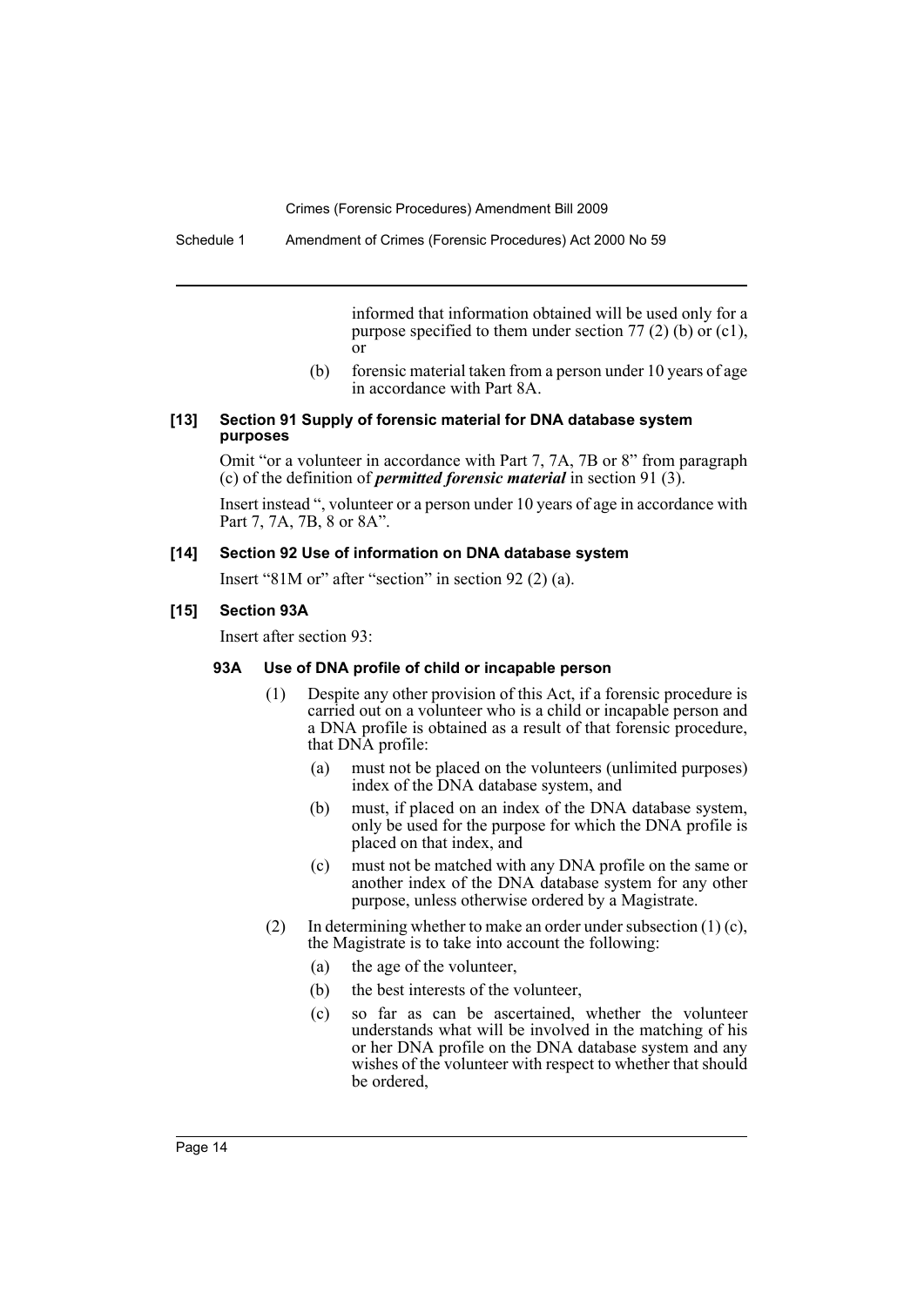informed that information obtained will be used only for a purpose specified to them under section 77 (2) (b) or (c1), or

(b) forensic material taken from a person under 10 years of age in accordance with Part 8A.

#### [13] Section 91 Supply of forensic material for DNA database system purposes

Omit "or a volunteer in accordance with Part 7, 7A, 7B or 8" from paragraph (c) of the definition of ***permitted forensic material*** in section 91 (3).

Insert instead ", volunteer or a person under 10 years of age in accordance with Part 7, 7A, 7B, 8 or 8A".

#### [14] Section 92 Use of information on DNA database system

Insert "81M or" after "section" in section 92 (2) (a).

#### [15] Section 93A

Insert after section 93:

##### 93A Use of DNA profile of child or incapable person

(1) Despite any other provision of this Act, if a forensic procedure is carried out on a volunteer who is a child or incapable person and a DNA profile is obtained as a result of that forensic procedure, that DNA profile:

(a) must not be placed on the volunteers (unlimited purposes) index of the DNA database system, and

(b) must, if placed on an index of the DNA database system, only be used for the purpose for which the DNA profile is placed on that index, and

(c) must not be matched with any DNA profile on the same or another index of the DNA database system for any other purpose, unless otherwise ordered by a Magistrate.

(2) In determining whether to make an order under subsection (1) (c), the Magistrate is to take into account the following:

(a) the age of the volunteer,

(b) the best interests of the volunteer,

(c) so far as can be ascertained, whether the volunteer understands what will be involved in the matching of his or her DNA profile on the DNA database system and any wishes of the volunteer with respect to whether that should be ordered,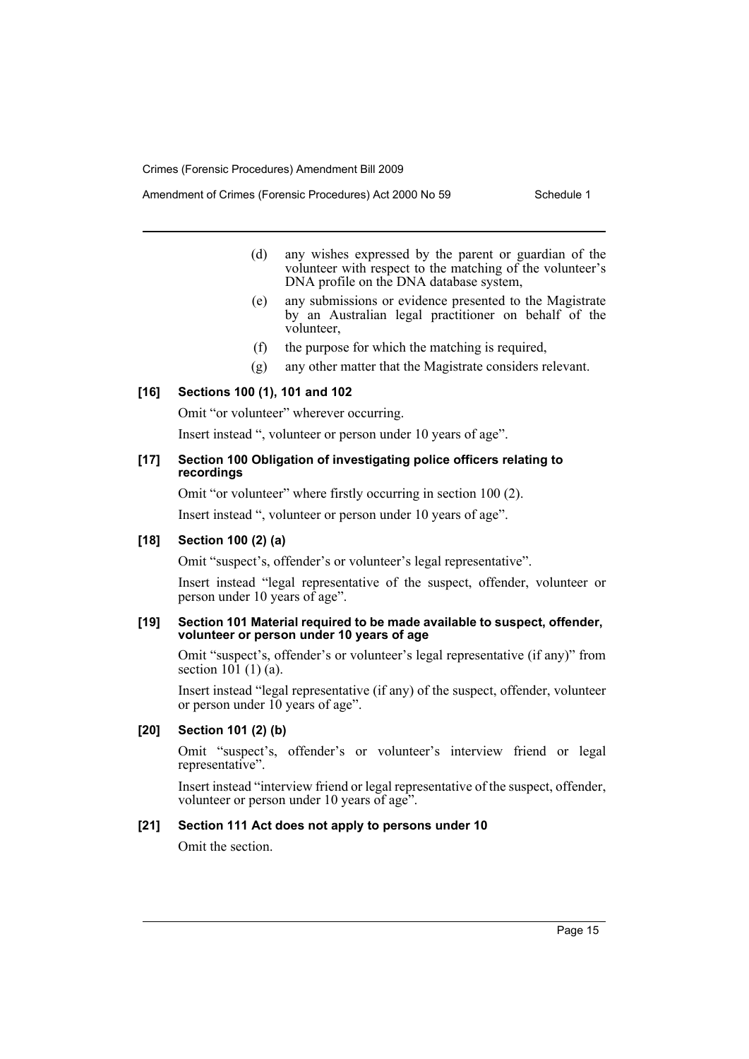(d) any wishes expressed by the parent or guardian of the volunteer with respect to the matching of the volunteer's DNA profile on the DNA database system,

(e) any submissions or evidence presented to the Magistrate by an Australian legal practitioner on behalf of the volunteer,

(f) the purpose for which the matching is required,

(g) any other matter that the Magistrate considers relevant.

#### [16] Sections 100 (1), 101 and 102

Omit "or volunteer" wherever occurring.

Insert instead ", volunteer or person under 10 years of age".

#### [17] Section 100 Obligation of investigating police officers relating to recordings

Omit "or volunteer" where firstly occurring in section 100 (2).

Insert instead ", volunteer or person under 10 years of age".

#### [18] Section 100 (2) (a)

Omit "suspect's, offender's or volunteer's legal representative".

Insert instead "legal representative of the suspect, offender, volunteer or person under 10 years of age".

#### [19] Section 101 Material required to be made available to suspect, offender, volunteer or person under 10 years of age

Omit "suspect's, offender's or volunteer's legal representative (if any)" from section 101 (1) (a).

Insert instead "legal representative (if any) of the suspect, offender, volunteer or person under 10 years of age".

#### [20] Section 101 (2) (b)

Omit "suspect's, offender's or volunteer's interview friend or legal representative".

Insert instead "interview friend or legal representative of the suspect, offender, volunteer or person under 10 years of age".

#### [21] Section 111 Act does not apply to persons under 10

Omit the section.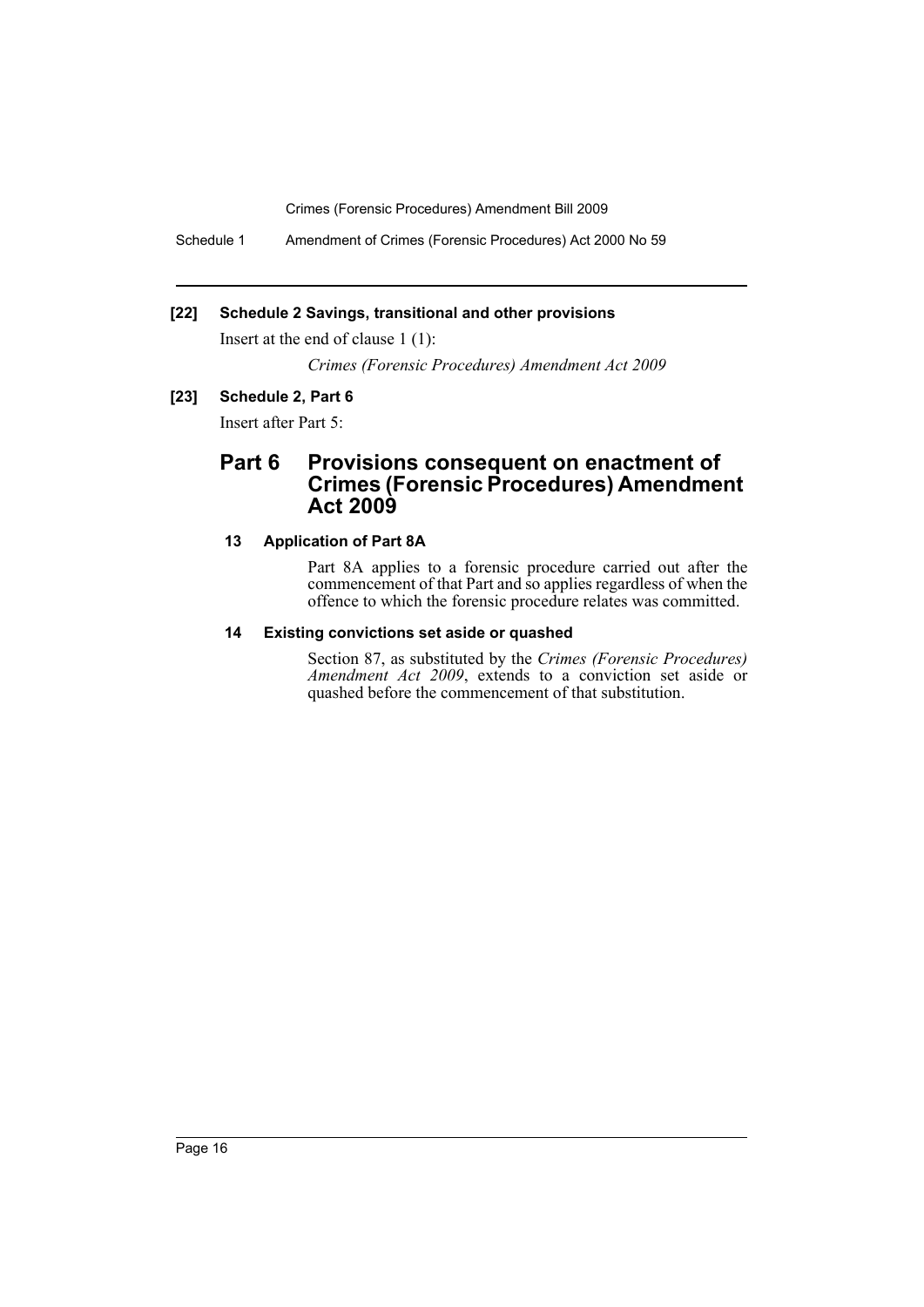**[22] Schedule 2 Savings, transitional and other provisions**

Insert at the end of clause 1 (1):

*Crimes (Forensic Procedures) Amendment Act 2009*

**[23] Schedule 2, Part 6**

Insert after Part 5:

## Part 6 Provisions consequent on enactment of Crimes (Forensic Procedures) Amendment Act 2009

### 13 Application of Part 8A

Part 8A applies to a forensic procedure carried out after the commencement of that Part and so applies regardless of when the offence to which the forensic procedure relates was committed.

### 14 Existing convictions set aside or quashed

Section 87, as substituted by the *Crimes (Forensic Procedures) Amendment Act 2009*, extends to a conviction set aside or quashed before the commencement of that substitution.